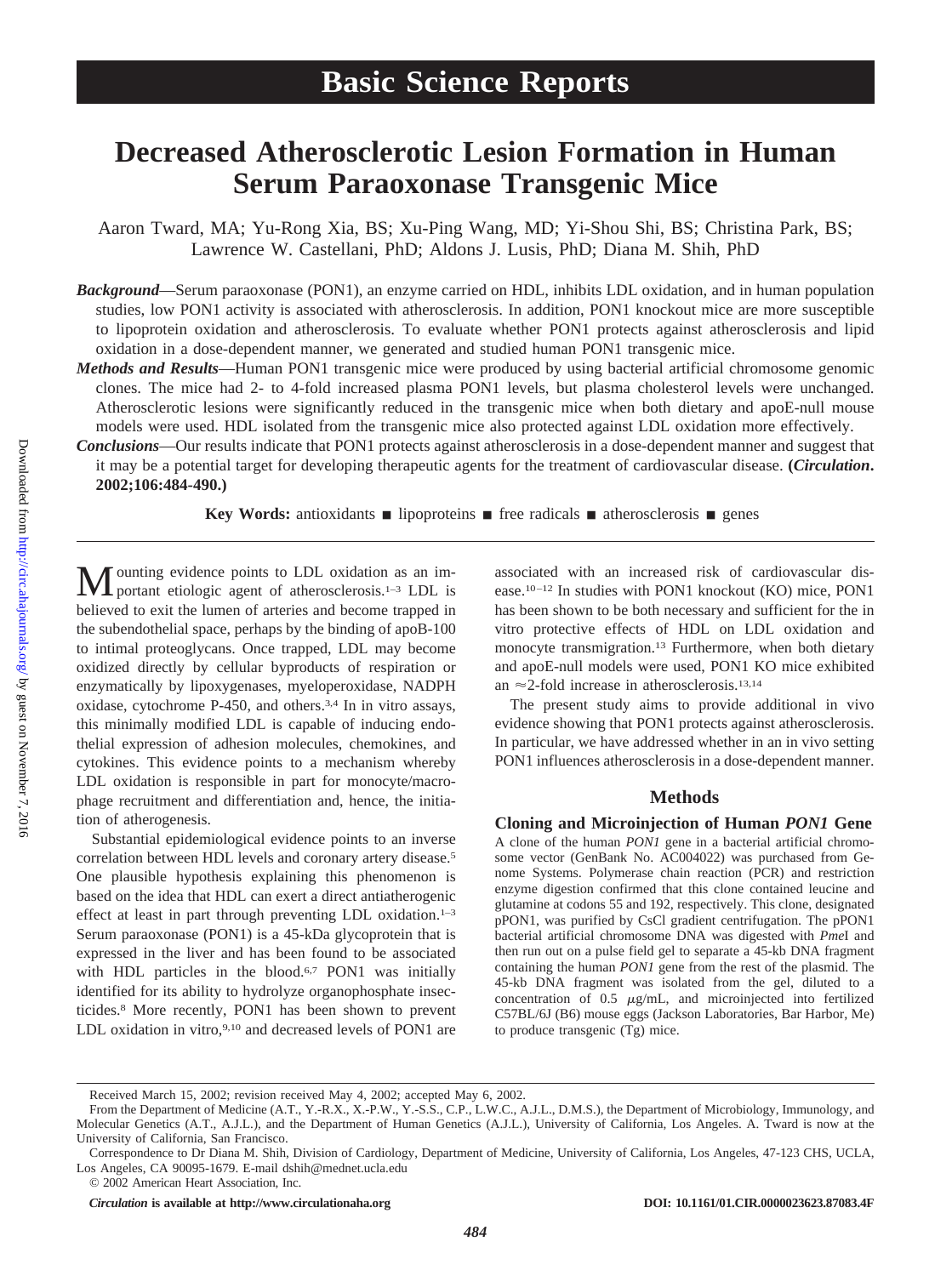# Basic Science Reports

# Decreased Atherosclerotic Lesion Formation in Human Serum Paraoxonase Transgenic Mice

Aaron Tward, MA; Yu-Rong Xia, BS; Xu-Ping Wang, MD; Yi-Shou Shi, BS; Christina Park, BS; Lawrence W. Castellani, PhD; Aldons J. Lusis, PhD; Diana M. Shih, PhD

***Background*****—**Serum paraoxonase (PON1), an enzyme carried on HDL, inhibits LDL oxidation, and in human population studies, low PON1 activity is associated with atherosclerosis. In addition, PON1 knockout mice are more susceptible to lipoprotein oxidation and atherosclerosis. To evaluate whether PON1 protects against atherosclerosis and lipid oxidation in a dose-dependent manner, we generated and studied human PON1 transgenic mice.

***Methods and Results*****—**Human PON1 transgenic mice were produced by using bacterial artificial chromosome genomic clones. The mice had 2- to 4-fold increased plasma PON1 levels, but plasma cholesterol levels were unchanged. Atherosclerotic lesions were significantly reduced in the transgenic mice when both dietary and apoE-null mouse models were used. HDL isolated from the transgenic mice also protected against LDL oxidation more effectively.

***Conclusions*****—**Our results indicate that PON1 protects against atherosclerosis in a dose-dependent manner and suggest that it may be a potential target for developing therapeutic agents for the treatment of cardiovascular disease. **(*Circulation*. 2002;106:484-490.)**

**Key Words:** antioxidants ■ lipoproteins ■ free radicals ■ atherosclerosis ■ genes

Mounting evidence points to LDL oxidation as an important etiologic agent of atherosclerosis.[1–3] LDL is believed to exit the lumen of arteries and become trapped in the subendothelial space, perhaps by the binding of apoB-100 to intimal proteoglycans. Once trapped, LDL may become oxidized directly by cellular byproducts of respiration or enzymatically by lipoxygenases, myeloperoxidase, NADPH oxidase, cytochrome P-450, and others.[3,4] In in vitro assays, this minimally modified LDL is capable of inducing endothelial expression of adhesion molecules, chemokines, and cytokines. This evidence points to a mechanism whereby LDL oxidation is responsible in part for monocyte/macrophage recruitment and differentiation and, hence, the initiation of atherogenesis.

Substantial epidemiological evidence points to an inverse correlation between HDL levels and coronary artery disease.[5] One plausible hypothesis explaining this phenomenon is based on the idea that HDL can exert a direct antiatherogenic effect at least in part through preventing LDL oxidation.[1–3] Serum paraoxonase (PON1) is a 45-kDa glycoprotein that is expressed in the liver and has been found to be associated with HDL particles in the blood.[6,7] PON1 was initially identified for its ability to hydrolyze organophosphate insecticides.[8] More recently, PON1 has been shown to prevent LDL oxidation in vitro,[9,10] and decreased levels of PON1 are associated with an increased risk of cardiovascular disease.[10–12] In studies with PON1 knockout (KO) mice, PON1 has been shown to be both necessary and sufficient for the in vitro protective effects of HDL on LDL oxidation and monocyte transmigration.[13] Furthermore, when both dietary and apoE-null models were used, PON1 KO mice exhibited an ≈2-fold increase in atherosclerosis.[13,14]

The present study aims to provide additional in vivo evidence showing that PON1 protects against atherosclerosis. In particular, we have addressed whether in an in vivo setting PON1 influences atherosclerosis in a dose-dependent manner.

## Methods

### Cloning and Microinjection of Human *PON1* Gene

A clone of the human *PON1* gene in a bacterial artificial chromosome vector (GenBank No. AC004022) was purchased from Genome Systems. Polymerase chain reaction (PCR) and restriction enzyme digestion confirmed that this clone contained leucine and glutamine at codons 55 and 192, respectively. This clone, designated pPON1, was purified by CsCl gradient centrifugation. The pPON1 bacterial artificial chromosome DNA was digested with *Pme*I and then run out on a pulse field gel to separate a 45-kb DNA fragment containing the human *PON1* gene from the rest of the plasmid. The 45-kb DNA fragment was isolated from the gel, diluted to a concentration of 0.5 $\mu$g/mL, and microinjected into fertilized C57BL/6J (B6) mouse eggs (Jackson Laboratories, Bar Harbor, Me) to produce transgenic (Tg) mice.

Received March 15, 2002; revision received May 4, 2002; accepted May 6, 2002.

From the Department of Medicine (A.T., Y.-R.X., X.-P.W., Y.-S.S., C.P., L.W.C., A.J.L., D.M.S.), the Department of Microbiology, Immunology, and Molecular Genetics (A.T., A.J.L.), and the Department of Human Genetics (A.J.L.), University of California, Los Angeles. A. Tward is now at the University of California, San Francisco.

Correspondence to Dr Diana M. Shih, Division of Cardiology, Department of Medicine, University of California, Los Angeles, 47-123 CHS, UCLA, Los Angeles, CA 90095-1679. E-mail dshih@mednet.ucla.edu

© 2002 American Heart Association, Inc.

*Circulation* is available at http://www.circulationaha.org DOI: 10.1161/01.CIR.0000023623.87083.4F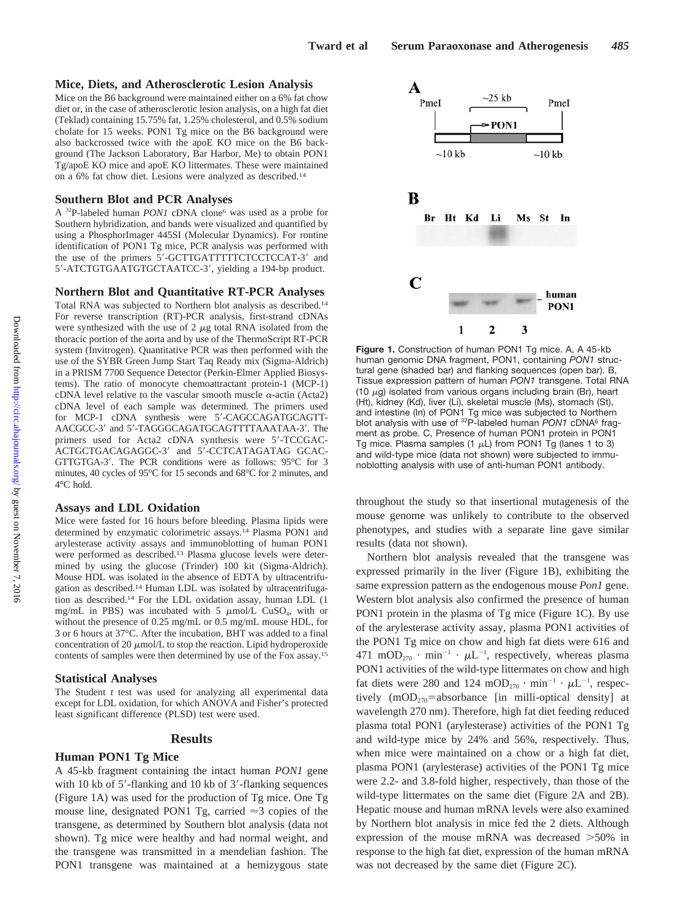## Mice, Diets, and Atherosclerotic Lesion Analysis

Mice on the B6 background were maintained either on a 6% fat chow diet or, in the case of atherosclerotic lesion analysis, on a high fat diet (Teklad) containing 15.75% fat, 1.25% cholesterol, and 0.5% sodium cholate for 15 weeks. PON1 Tg mice on the B6 background were also backcrossed twice with the apoE KO mice on the B6 background (The Jackson Laboratory, Bar Harbor, Me) to obtain PON1 Tg/apoE KO mice and apoE KO littermates. These were maintained on a 6% fat chow diet. Lesions were analyzed as described.[14]

## Southern Blot and PCR Analyses

A $^{32}$P-labeled human *PON1* cDNA clone[6] was used as a probe for Southern hybridization, and bands were visualized and quantified by using a PhosphorImager 445SI (Molecular Dynamics). For routine identification of PON1 Tg mice, PCR analysis was performed with the use of the primers 5′-GCTTGATTTTTCTCCTCCAT-3′ and 5′-ATCTGTGAATGTGCTAATCC-3′, yielding a 194-bp product.

## Northern Blot and Quantitative RT-PCR Analyses

Total RNA was subjected to Northern blot analysis as described.[14] For reverse transcription (RT)-PCR analysis, first-strand cDNAs were synthesized with the use of 2 $\mu$g total RNA isolated from the thoracic portion of the aorta and by use of the ThermoScript RT-PCR system (Invitrogen). Quantitative PCR was then performed with the use of the SYBR Green Jump Start Taq Ready mix (Sigma-Aldrich) in a PRISM 7700 Sequence Detector (Perkin-Elmer Applied Biosystems). The ratio of monocyte chemoattractant protein-1 (MCP-1) cDNA level relative to the vascular smooth muscle $\alpha$-actin (Acta2) cDNA level of each sample was determined. The primers used for MCP-1 cDNA synthesis were 5′-CAGCCAGATGCAGTTAACGCC-3′ and 5′-TAGGGCAGATGCAGTTTTAAATAA-3′. The primers used for Acta2 cDNA synthesis were 5′-TCCGACACTGCTGACAGAGGC-3′ and 5′-CCTCATAGATAG GCACGTTGTGA-3′. The PCR conditions were as follows: 95°C for 3 minutes, 40 cycles of 95°C for 15 seconds and 68°C for 2 minutes, and 4°C hold.

## Assays and LDL Oxidation

Mice were fasted for 16 hours before bleeding. Plasma lipids were determined by enzymatic colorimetric assays.[14] Plasma PON1 and arylesterase activity assays and immunoblotting of human PON1 were performed as described.[13] Plasma glucose levels were determined by using the glucose (Trinder) 100 kit (Sigma-Aldrich). Mouse HDL was isolated in the absence of EDTA by ultracentrifugation as described.[14] Human LDL was isolated by ultracentrifugation as described.[14] For the LDL oxidation assay, human LDL (1 mg/mL in PBS) was incubated with 5 $\mu$mol/L $CuSO_4$, with or without the presence of 0.25 mg/mL or 0.5 mg/mL mouse HDL, for 3 or 6 hours at 37°C. After the incubation, BHT was added to a final concentration of 20 $\mu$mol/L to stop the reaction. Lipid hydroperoxide contents of samples were then determined by use of the Fox assay.[15]

## Statistical Analyses

The Student *t* test was used for analyzing all experimental data except for LDL oxidation, for which ANOVA and Fisher's protected least significant difference (PLSD) test were used.

# Results

## Human PON1 Tg Mice

A 45-kb fragment containing the intact human *PON1* gene with 10 kb of 5′-flanking and 10 kb of 3′-flanking sequences (Figure 1A) was used for the production of Tg mice. One Tg mouse line, designated PON1 Tg, carried ≈3 copies of the transgene, as determined by Southern blot analysis (data not shown). Tg mice were healthy and had normal weight, and the transgene was transmitted in a mendelian fashion. The PON1 transgene was maintained at a hemizygous state throughout the study so that insertional mutagenesis of the mouse genome was unlikely to contribute to the observed phenotypes, and studies with a separate line gave similar results (data not shown).

**Figure 1.** Construction of human PON1 Tg mice. A, A 45-kb human genomic DNA fragment, PON1, containing *PON1* structural gene (shaded bar) and flanking sequences (open bar). B, Tissue expression pattern of human *PON1* transgene. Total RNA (10 $\mu$g) isolated from various organs including brain (Br), heart (Ht), kidney (Kd), liver (Li), skeletal muscle (Ms), stomach (St), and intestine (In) of PON1 Tg mice was subjected to Northern blot analysis with use of $^{32}$P-labeled human *PON1* cDNA[6] fragment as probe. C, Presence of human PON1 protein in PON1 Tg mice. Plasma samples (1 $\mu$L) from PON1 Tg (lanes 1 to 3) and wild-type mice (data not shown) were subjected to immunoblotting analysis with use of anti-human PON1 antibody.

Northern blot analysis revealed that the transgene was expressed primarily in the liver (Figure 1B), exhibiting the same expression pattern as the endogenous mouse *Pon1* gene. Western blot analysis also confirmed the presence of human PON1 protein in the plasma of Tg mice (Figure 1C). By use of the arylesterase activity assay, plasma PON1 activities of the PON1 Tg mice on chow and high fat diets were 616 and 471 $mOD_{270} \cdot min^{-1} \cdot \mu L^{-1}$, respectively, whereas plasma PON1 activities of the wild-type littermates on chow and high fat diets were 280 and 124 $mOD_{270} \cdot min^{-1} \cdot \mu L^{-1}$, respectively ($mOD_{270}$=absorbance [in milli-optical density] at wavelength 270 nm). Therefore, high fat diet feeding reduced plasma total PON1 (arylesterase) activities of the PON1 Tg and wild-type mice by 24% and 56%, respectively. Thus, when mice were maintained on a chow or a high fat diet, plasma PON1 (arylesterase) activities of the PON1 Tg mice were 2.2- and 3.8-fold higher, respectively, than those of the wild-type littermates on the same diet (Figure 2A and 2B). Hepatic mouse and human mRNA levels were also examined by Northern blot analysis in mice fed the 2 diets. Although expression of the mouse mRNA was decreased >50% in response to the high fat diet, expression of the human mRNA was not decreased by the same diet (Figure 2C).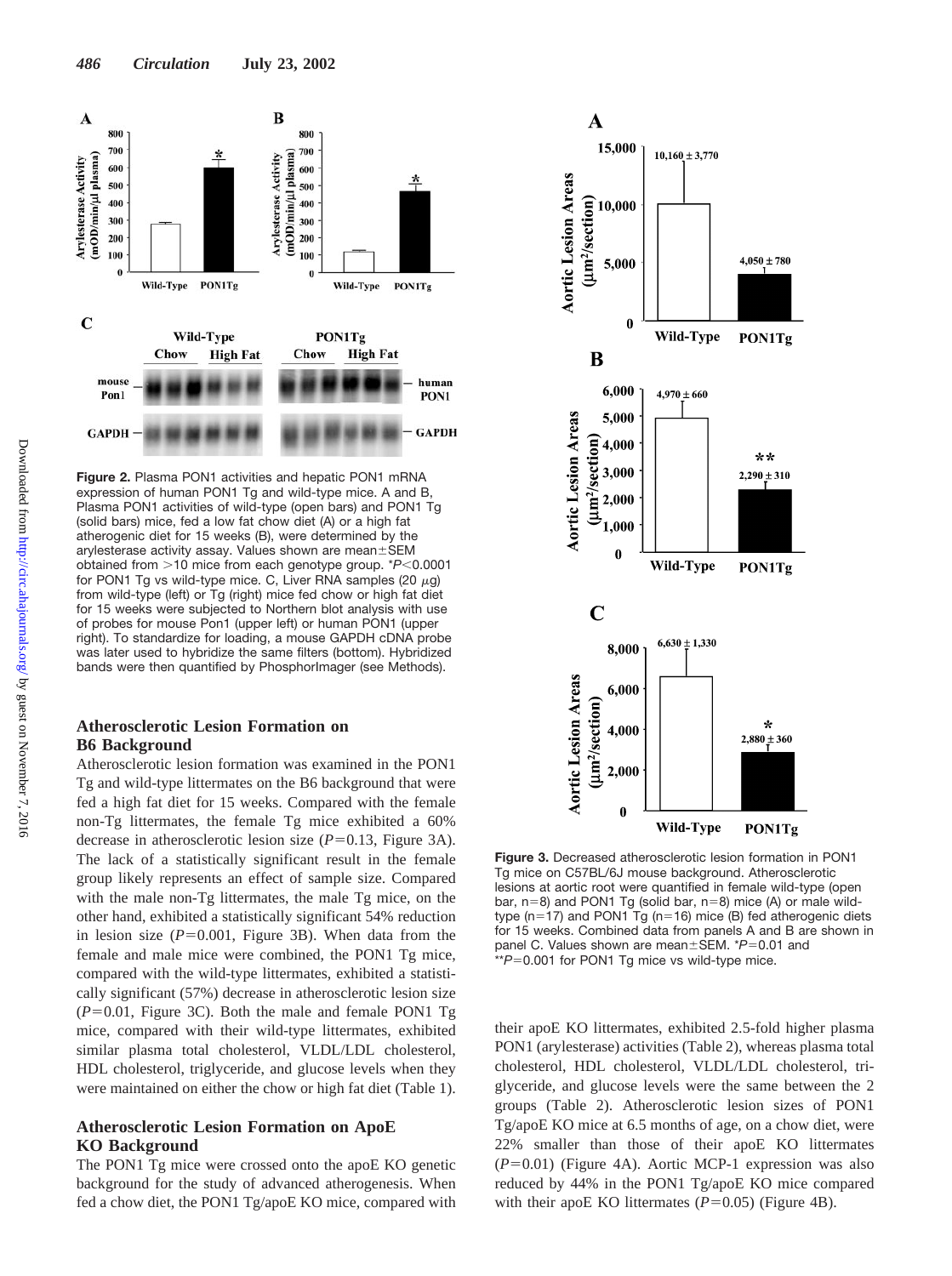**Figure 2.** Plasma PON1 activities and hepatic PON1 mRNA expression of human PON1 Tg and wild-type mice. A and B, Plasma PON1 activities of wild-type (open bars) and PON1 Tg (solid bars) mice, fed a low fat chow diet (A) or a high fat atherogenic diet for 15 weeks (B), were determined by the arylesterase activity assay. Values shown are mean±SEM obtained from >10 mice from each genotype group. *$P<0.0001$ for PON1 Tg vs wild-type mice. C, Liver RNA samples (20 $\mu$g) from wild-type (left) or Tg (right) mice fed chow or high fat diet for 15 weeks were subjected to Northern blot analysis with use of probes for mouse Pon1 (upper left) or human PON1 (upper right). To standardize for loading, a mouse GAPDH cDNA probe was later used to hybridize the same filters (bottom). Hybridized bands were then quantified by PhosphorImager (see Methods).

## Atherosclerotic Lesion Formation on B6 Background

Atherosclerotic lesion formation was examined in the PON1 Tg and wild-type littermates on the B6 background that were fed a high fat diet for 15 weeks. Compared with the female non-Tg littermates, the female Tg mice exhibited a 60% decrease in atherosclerotic lesion size ($P=0.13$, Figure 3A). The lack of a statistically significant result in the female group likely represents an effect of sample size. Compared with the male non-Tg littermates, the male Tg mice, on the other hand, exhibited a statistically significant 54% reduction in lesion size ($P=0.001$, Figure 3B). When data from the female and male mice were combined, the PON1 Tg mice, compared with the wild-type littermates, exhibited a statistically significant (57%) decrease in atherosclerotic lesion size ($P=0.01$, Figure 3C). Both the male and female PON1 Tg mice, compared with their wild-type littermates, exhibited similar plasma total cholesterol, VLDL/LDL cholesterol, HDL cholesterol, triglyceride, and glucose levels when they were maintained on either the chow or high fat diet (Table 1).

## Atherosclerotic Lesion Formation on ApoE KO Background

The PON1 Tg mice were crossed onto the apoE KO genetic background for the study of advanced atherogenesis. When fed a chow diet, the PON1 Tg/apoE KO mice, compared with their apoE KO littermates, exhibited 2.5-fold higher plasma PON1 (arylesterase) activities (Table 2), whereas plasma total cholesterol, HDL cholesterol, VLDL/LDL cholesterol, triglyceride, and glucose levels were the same between the 2 groups (Table 2). Atherosclerotic lesion sizes of PON1 Tg/apoE KO mice at 6.5 months of age, on a chow diet, were 22% smaller than those of their apoE KO littermates ($P=0.01$) (Figure 4A). Aortic MCP-1 expression was also reduced by 44% in the PON1 Tg/apoE KO mice compared with their apoE KO littermates ($P=0.05$) (Figure 4B).

**Figure 3.** Decreased atherosclerotic lesion formation in PON1 Tg mice on C57BL/6J mouse background. Atherosclerotic lesions at aortic root were quantified in female wild-type (open bar, n=8) and PON1 Tg (solid bar, n=8) mice (A) or male wild-type (n=17) and PON1 Tg (n=16) mice (B) fed atherogenic diets for 15 weeks. Combined data from panels A and B are shown in panel C. Values shown are mean±SEM. *$P=0.01$ and **$P=0.001$ for PON1 Tg mice vs wild-type mice.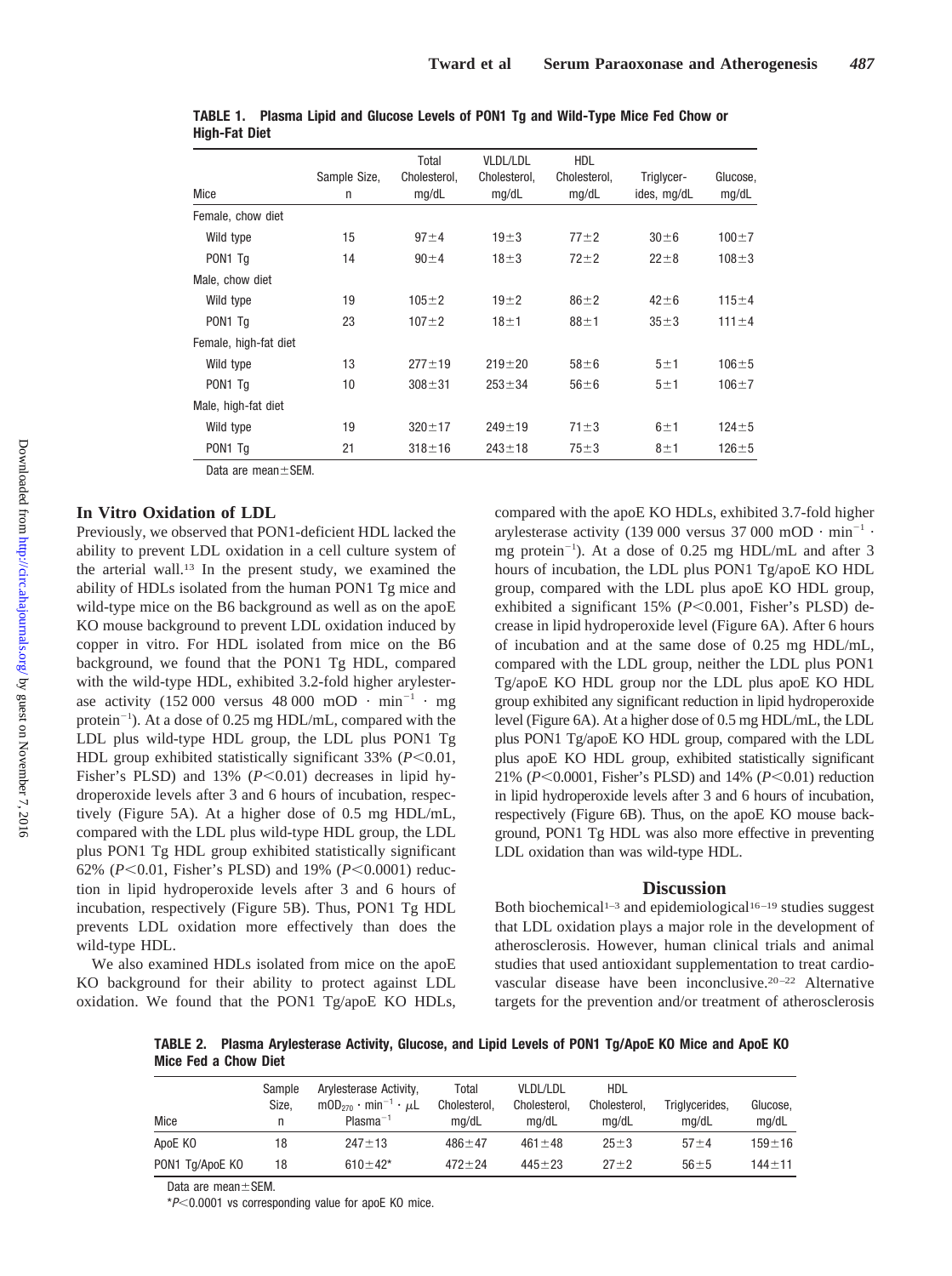**TABLE 1. Plasma Lipid and Glucose Levels of PON1 Tg and Wild-Type Mice Fed Chow or High-Fat Diet**

| Mice | Sample Size, n | Total Cholesterol, mg/dL | VLDL/LDL Cholesterol, mg/dL | HDL Cholesterol, mg/dL | Triglycerides, mg/dL | Glucose, mg/dL |
|---|---|---|---|---|---|---|
| Female, chow diet | | | | | | |
| Wild type | 15 | 97±4 | 19±3 | 77±2 | 30±6 | 100±7 |
| PON1 Tg | 14 | 90±4 | 18±3 | 72±2 | 22±8 | 108±3 |
| Male, chow diet | | | | | | |
| Wild type | 19 | 105±2 | 19±2 | 86±2 | 42±6 | 115±4 |
| PON1 Tg | 23 | 107±2 | 18±1 | 88±1 | 35±3 | 111±4 |
| Female, high-fat diet | | | | | | |
| Wild type | 13 | 277±19 | 219±20 | 58±6 | 5±1 | 106±5 |
| PON1 Tg | 10 | 308±31 | 253±34 | 56±6 | 5±1 | 106±7 |
| Male, high-fat diet | | | | | | |
| Wild type | 19 | 320±17 | 249±19 | 71±3 | 6±1 | 124±5 |
| PON1 Tg | 21 | 318±16 | 243±18 | 75±3 | 8±1 | 126±5 |

Data are mean±SEM.

### In Vitro Oxidation of LDL

Previously, we observed that PON1-deficient HDL lacked the ability to prevent LDL oxidation in a cell culture system of the arterial wall.[13] In the present study, we examined the ability of HDLs isolated from the human PON1 Tg mice and wild-type mice on the B6 background as well as on the apoE KO mouse background to prevent LDL oxidation induced by copper in vitro. For HDL isolated from mice on the B6 background, we found that the PON1 Tg HDL, compared with the wild-type HDL, exhibited 3.2-fold higher arylesterase activity (152 000 versus 48 000 mOD · $\text{min}^{-1}$ · mg $\text{protein}^{-1}$). At a dose of 0.25 mg HDL/mL, compared with the LDL plus wild-type HDL group, the LDL plus PON1 Tg HDL group exhibited statistically significant 33% ($P<0.01$, Fisher's PLSD) and 13% ($P<0.01$) decreases in lipid hydroperoxide levels after 3 and 6 hours of incubation, respectively (Figure 5A). At a higher dose of 0.5 mg HDL/mL, compared with the LDL plus wild-type HDL group, the LDL plus PON1 Tg HDL group exhibited statistically significant 62% ($P<0.01$, Fisher's PLSD) and 19% ($P<0.0001$) reduction in lipid hydroperoxide levels after 3 and 6 hours of incubation, respectively (Figure 5B). Thus, PON1 Tg HDL prevents LDL oxidation more effectively than does the wild-type HDL.

We also examined HDLs isolated from mice on the apoE KO background for their ability to protect against LDL oxidation. We found that the PON1 Tg/apoE KO HDLs, compared with the apoE KO HDLs, exhibited 3.7-fold higher arylesterase activity (139 000 versus 37 000 mOD · $\text{min}^{-1}$ · mg $\text{protein}^{-1}$). At a dose of 0.25 mg HDL/mL and after 3 hours of incubation, the LDL plus PON1 Tg/apoE KO HDL group, compared with the LDL plus apoE KO HDL group, exhibited a significant 15% ($P<0.001$, Fisher's PLSD) decrease in lipid hydroperoxide level (Figure 6A). After 6 hours of incubation and at the same dose of 0.25 mg HDL/mL, compared with the LDL group, neither the LDL plus PON1 Tg/apoE KO HDL group nor the LDL plus apoE KO HDL group exhibited any significant reduction in lipid hydroperoxide level (Figure 6A). At a higher dose of 0.5 mg HDL/mL, the LDL plus PON1 Tg/apoE KO HDL group, compared with the LDL plus apoE KO HDL group, exhibited statistically significant 21% ($P<0.0001$, Fisher's PLSD) and 14% ($P<0.01$) reduction in lipid hydroperoxide levels after 3 and 6 hours of incubation, respectively (Figure 6B). Thus, on the apoE KO mouse background, PON1 Tg HDL was also more effective in preventing LDL oxidation than was wild-type HDL.

## Discussion

Both biochemical[1–3] and epidemiological[16–19] studies suggest that LDL oxidation plays a major role in the development of atherosclerosis. However, human clinical trials and animal studies that used antioxidant supplementation to treat cardiovascular disease have been inconclusive.[20–22] Alternative targets for the prevention and/or treatment of atherosclerosis

**TABLE 2. Plasma Arylesterase Activity, Glucose, and Lipid Levels of PON1 Tg/ApoE KO Mice and ApoE KO Mice Fed a Chow Diet**

| Mice | Sample Size, n | Arylesterase Activity, $\text{mOD}_{270} \cdot \text{min}^{-1} \cdot \mu\text{L Plasma}^{-1}$ | Total Cholesterol, mg/dL | VLDL/LDL Cholesterol, mg/dL | HDL Cholesterol, mg/dL | Triglycerides, mg/dL | Glucose, mg/dL |
|---|---|---|---|---|---|---|---|
| ApoE KO | 18 | 247±13 | 486±47 | 461±48 | 25±3 | 57±4 | 159±16 |
| PON1 Tg/ApoE KO | 18 | 610±42* | 472±24 | 445±23 | 27±2 | 56±5 | 144±11 |

Data are mean±SEM.

*$P<0.0001$ vs corresponding value for apoE KO mice.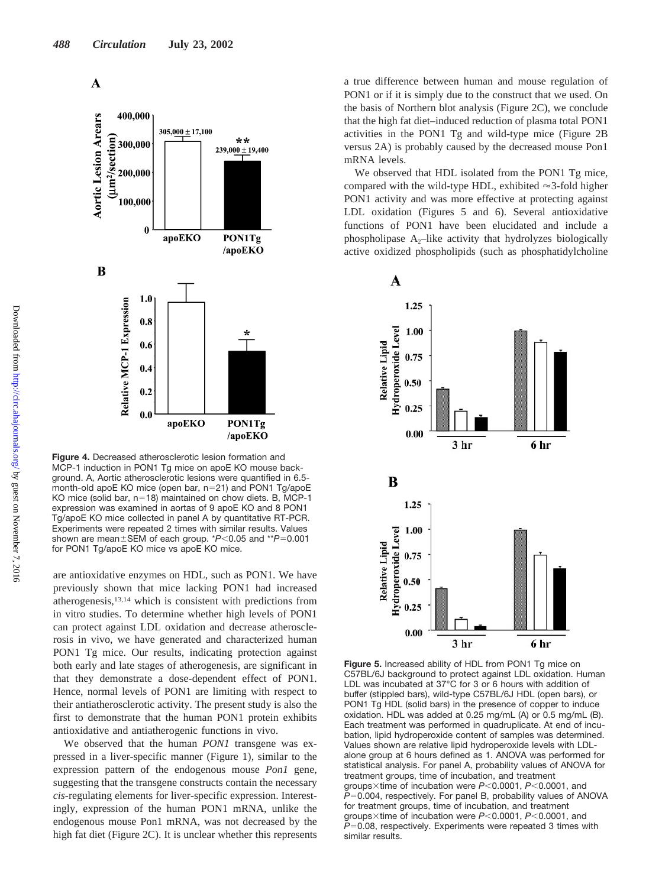**Figure 4.** Decreased atherosclerotic lesion formation and MCP-1 induction in PON1 Tg mice on apoE KO mouse background. A, Aortic atherosclerotic lesions were quantified in 6.5-month-old apoE KO mice (open bar, n=21) and PON1 Tg/apoE KO mice (solid bar, n=18) maintained on chow diets. B, MCP-1 expression was examined in aortas of 9 apoE KO and 8 PON1 Tg/apoE KO mice collected in panel A by quantitative RT-PCR. Experiments were repeated 2 times with similar results. Values shown are mean±SEM of each group. *$P<0.05$ and **$P=0.001$ for PON1 Tg/apoE KO mice vs apoE KO mice.

are antioxidative enzymes on HDL, such as PON1. We have previously shown that mice lacking PON1 had increased atherogenesis,[13,14] which is consistent with predictions from in vitro studies. To determine whether high levels of PON1 can protect against LDL oxidation and decrease atherosclerosis in vivo, we have generated and characterized human PON1 Tg mice. Our results, indicating protection against both early and late stages of atherogenesis, are significant in that they demonstrate a dose-dependent effect of PON1. Hence, normal levels of PON1 are limiting with respect to their antiatherosclerotic activity. The present study is also the first to demonstrate that the human PON1 protein exhibits antioxidative and antiatherogenic functions in vivo.

We observed that the human *PON1* transgene was expressed in a liver-specific manner (Figure 1), similar to the expression pattern of the endogenous mouse *Pon1* gene, suggesting that the transgene constructs contain the necessary *cis*-regulating elements for liver-specific expression. Interestingly, expression of the human PON1 mRNA, unlike the endogenous mouse Pon1 mRNA, was not decreased by the high fat diet (Figure 2C). It is unclear whether this represents a true difference between human and mouse regulation of PON1 or if it is simply due to the construct that we used. On the basis of Northern blot analysis (Figure 2C), we conclude that the high fat diet–induced reduction of plasma total PON1 activities in the PON1 Tg and wild-type mice (Figure 2B versus 2A) is probably caused by the decreased mouse Pon1 mRNA levels.

We observed that HDL isolated from the PON1 Tg mice, compared with the wild-type HDL, exhibited ≈3-fold higher PON1 activity and was more effective at protecting against LDL oxidation (Figures 5 and 6). Several antioxidative functions of PON1 have been elucidated and include a phospholipase $A_2$–like activity that hydrolyzes biologically active oxidized phospholipids (such as phosphatidylcholine

**Figure 5.** Increased ability of HDL from PON1 Tg mice on C57BL/6J background to protect against LDL oxidation. Human LDL was incubated at 37°C for 3 or 6 hours with addition of buffer (stippled bars), wild-type C57BL/6J HDL (open bars), or PON1 Tg HDL (solid bars) in the presence of copper to induce oxidation. HDL was added at 0.25 mg/mL (A) or 0.5 mg/mL (B). Each treatment was performed in quadruplicate. At end of incubation, lipid hydroperoxide content of samples was determined. Values shown are relative lipid hydroperoxide levels with LDL-alone group at 6 hours defined as 1. ANOVA was performed for statistical analysis. For panel A, probability values of ANOVA for treatment groups, time of incubation, and treatment groups×time of incubation were $P<0.0001$, $P<0.0001$, and $P=0.004$, respectively. For panel B, probability values of ANOVA for treatment groups, time of incubation, and treatment groups×time of incubation were $P<0.0001$, $P<0.0001$, and $P=0.08$, respectively. Experiments were repeated 3 times with similar results.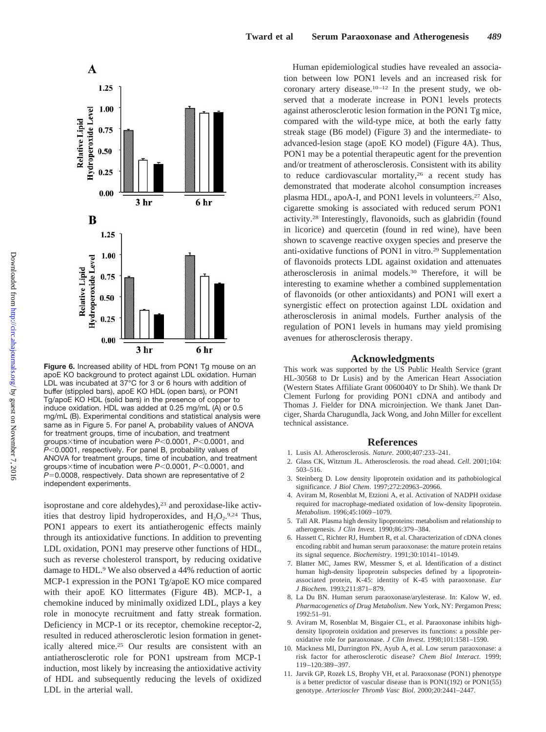Figure 6. Increased ability of HDL from PON1 Tg mouse on an apoE KO background to protect against LDL oxidation. Human LDL was incubated at 37°C for 3 or 6 hours with addition of buffer (stippled bars), apoE KO HDL (open bars), or PON1 Tg/apoE KO HDL (solid bars) in the presence of copper to induce oxidation. HDL was added at 0.25 mg/mL (A) or 0.5 mg/mL (B). Experimental conditions and statistical analysis were same as in Figure 5. For panel A, probability values of ANOVA for treatment groups, time of incubation, and treatment groups×time of incubation were $P<0.0001$, $P<0.0001$, and $P<0.0001$, respectively. For panel B, probability values of ANOVA for treatment groups, time of incubation, and treatment groups×time of incubation were $P<0.0001$, $P<0.0001$, and $P=0.0008$, respectively. Data shown are representative of 2 independent experiments.

isoprostane and core aldehydes),[23] and peroxidase-like activities that destroy lipid hydroperoxides, and $H_2O_2$.[9,24] Thus, PON1 appears to exert its antiatherogenic effects mainly through its antioxidative functions. In addition to preventing LDL oxidation, PON1 may preserve other functions of HDL, such as reverse cholesterol transport, by reducing oxidative damage to HDL.[9] We also observed a 44% reduction of aortic MCP-1 expression in the PON1 Tg/apoE KO mice compared with their apoE KO littermates (Figure 4B). MCP-1, a chemokine induced by minimally oxidized LDL, plays a key role in monocyte recruitment and fatty streak formation. Deficiency in MCP-1 or its receptor, chemokine receptor-2, resulted in reduced atherosclerotic lesion formation in genetically altered mice.[25] Our results are consistent with an antiatherosclerotic role for PON1 upstream from MCP-1 induction, most likely by increasing the antioxidative activity of HDL and subsequently reducing the levels of oxidized LDL in the arterial wall.

Human epidemiological studies have revealed an association between low PON1 levels and an increased risk for coronary artery disease.[10–12] In the present study, we observed that a moderate increase in PON1 levels protects against atherosclerotic lesion formation in the PON1 Tg mice, compared with the wild-type mice, at both the early fatty streak stage (B6 model) (Figure 3) and the intermediate- to advanced-lesion stage (apoE KO model) (Figure 4A). Thus, PON1 may be a potential therapeutic agent for the prevention and/or treatment of atherosclerosis. Consistent with its ability to reduce cardiovascular mortality,[26] a recent study has demonstrated that moderate alcohol consumption increases plasma HDL, apoA-I, and PON1 levels in volunteers.[27] Also, cigarette smoking is associated with reduced serum PON1 activity.[28] Interestingly, flavonoids, such as glabridin (found in licorice) and quercetin (found in red wine), have been shown to scavenge reactive oxygen species and preserve the anti-oxidative functions of PON1 in vitro.[29] Supplementation of flavonoids protects LDL against oxidation and attenuates atherosclerosis in animal models.[30] Therefore, it will be interesting to examine whether a combined supplementation of flavonoids (or other antioxidants) and PON1 will exert a synergistic effect on protection against LDL oxidation and atherosclerosis in animal models. Further analysis of the regulation of PON1 levels in humans may yield promising avenues for atherosclerosis therapy.

## Acknowledgments

This work was supported by the US Public Health Service (grant HL-30568 to Dr Lusis) and by the American Heart Association (Western States Affiliate Grant 0060040Y to Dr Shih). We thank Dr Clement Furlong for providing PON1 cDNA and antibody and Thomas J. Fielder for DNA microinjection. We thank Janet Danciger, Sharda Charugundla, Jack Wong, and John Miller for excellent technical assistance.

## References

1. Lusis AJ. Atherosclerosis. *Nature*. 2000;407:233–241.
2. Glass CK, Witztum JL. Atherosclerosis. the road ahead. *Cell*. 2001;104: 503–516.
3. Steinberg D. Low density lipoprotein oxidation and its pathobiological significance. *J Biol Chem*. 1997;272:20963–20966.
4. Aviram M, Rosenblat M, Etzioni A, et al. Activation of NADPH oxidase required for macrophage-mediated oxidation of low-density lipoprotein. *Metabolism*. 1996;45:1069–1079.
5. Tall AR. Plasma high density lipoproteins: metabolism and relationship to atherogenesis. *J Clin Invest*. 1990;86:379–384.
6. Hassett C, Richter RJ, Humbert R, et al. Characterization of cDNA clones encoding rabbit and human serum paraoxonase: the mature protein retains its signal sequence. *Biochemistry*. 1991;30:10141–10149.
7. Blatter MC, James RW, Messmer S, et al. Identification of a distinct human high-density lipoprotein subspecies defined by a lipoprotein-associated protein, K-45: identity of K-45 with paraoxonase. *Eur J Biochem*. 1993;211:871–879.
8. La Du BN. Human serum paraoxonase/arylesterase. In: Kalow W, ed. *Pharmacogenetics of Drug Metabolism*. New York, NY: Pergamon Press; 1992:51–91.
9. Aviram M, Rosenblat M, Bisgaier CL, et al. Paraoxonase inhibits high-density lipoprotein oxidation and preserves its functions: a possible peroxidative role for paraoxonase. *J Clin Invest*. 1998;101:1581–1590.
10. Mackness MI, Durrington PN, Ayub A, et al. Low serum paraoxonase: a risk factor for atherosclerotic disease? *Chem Biol Interact*. 1999; 119–120:389–397.
11. Jarvik GP, Rozek LS, Brophy VH, et al. Paraoxonase (PON1) phenotype is a better predictor of vascular disease than is PON1(192) or PON1(55) genotype. *Arterioscler Thromb Vasc Biol*. 2000;20:2441–2447.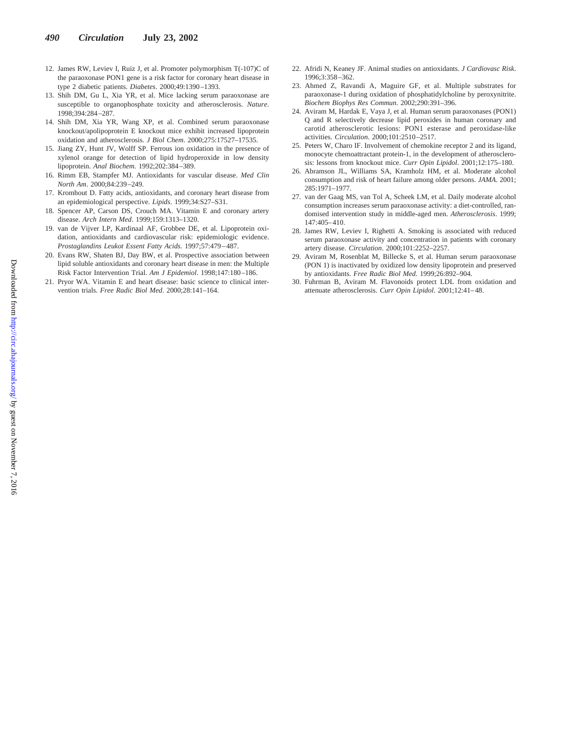12. James RW, Leviev I, Ruiz J, et al. Promoter polymorphism T(-107)C of the paraoxonase PON1 gene is a risk factor for coronary heart disease in type 2 diabetic patients. *Diabetes*. 2000;49:1390–1393.
13. Shih DM, Gu L, Xia YR, et al. Mice lacking serum paraoxonase are susceptible to organophosphate toxicity and atherosclerosis. *Nature*. 1998;394:284–287.
14. Shih DM, Xia YR, Wang XP, et al. Combined serum paraoxonase knockout/apolipoprotein E knockout mice exhibit increased lipoprotein oxidation and atherosclerosis. *J Biol Chem*. 2000;275:17527–17535.
15. Jiang ZY, Hunt JV, Wolff SP. Ferrous ion oxidation in the presence of xylenol orange for detection of lipid hydroperoxide in low density lipoprotein. *Anal Biochem*. 1992;202:384–389.
16. Rimm EB, Stampfer MJ. Antioxidants for vascular disease. *Med Clin North Am*. 2000;84:239–249.
17. Kromhout D. Fatty acids, antioxidants, and coronary heart disease from an epidemiological perspective. *Lipids*. 1999;34:S27–S31.
18. Spencer AP, Carson DS, Crouch MA. Vitamin E and coronary artery disease. *Arch Intern Med*. 1999;159:1313–1320.
19. van de Vijver LP, Kardinaal AF, Grobbee DE, et al. Lipoprotein oxidation, antioxidants and cardiovascular risk: epidemiologic evidence. *Prostaglandins Leukot Essent Fatty Acids*. 1997;57:479–487.
20. Evans RW, Shaten BJ, Day BW, et al. Prospective association between lipid soluble antioxidants and coronary heart disease in men: the Multiple Risk Factor Intervention Trial. *Am J Epidemiol*. 1998;147:180–186.
21. Pryor WA. Vitamin E and heart disease: basic science to clinical intervention trials. *Free Radic Biol Med*. 2000;28:141–164.
22. Afridi N, Keaney JF. Animal studies on antioxidants. *J Cardiovasc Risk*. 1996;3:358–362.
23. Ahmed Z, Ravandi A, Maguire GF, et al. Multiple substrates for paraoxonase-1 during oxidation of phosphatidylcholine by peroxynitrite. *Biochem Biophys Res Commun*. 2002;290:391–396.
24. Aviram M, Hardak E, Vaya J, et al. Human serum paraoxonases (PON1) Q and R selectively decrease lipid peroxides in human coronary and carotid atherosclerotic lesions: PON1 esterase and peroxidase-like activities. *Circulation*. 2000;101:2510–2517.
25. Peters W, Charo IF. Involvement of chemokine receptor 2 and its ligand, monocyte chemoattractant protein-1, in the development of atherosclerosis: lessons from knockout mice. *Curr Opin Lipidol*. 2001;12:175–180.
26. Abramson JL, Williams SA, Kramholz HM, et al. Moderate alcohol consumption and risk of heart failure among older persons. *JAMA*. 2001;285:1971–1977.
27. van der Gaag MS, van Tol A, Scheek LM, et al. Daily moderate alcohol consumption increases serum paraoxonase activity: a diet-controlled, randomised intervention study in middle-aged men. *Atherosclerosis*. 1999;147:405–410.
28. James RW, Leviev I, Righetti A. Smoking is associated with reduced serum paraoxonase activity and concentration in patients with coronary artery disease. *Circulation*. 2000;101:2252–2257.
29. Aviram M, Rosenblat M, Billecke S, et al. Human serum paraoxonase (PON 1) is inactivated by oxidized low density lipoprotein and preserved by antioxidants. *Free Radic Biol Med*. 1999;26:892–904.
30. Fuhrman B, Aviram M. Flavonoids protect LDL from oxidation and attenuate atherosclerosis. *Curr Opin Lipidol*. 2001;12:41–48.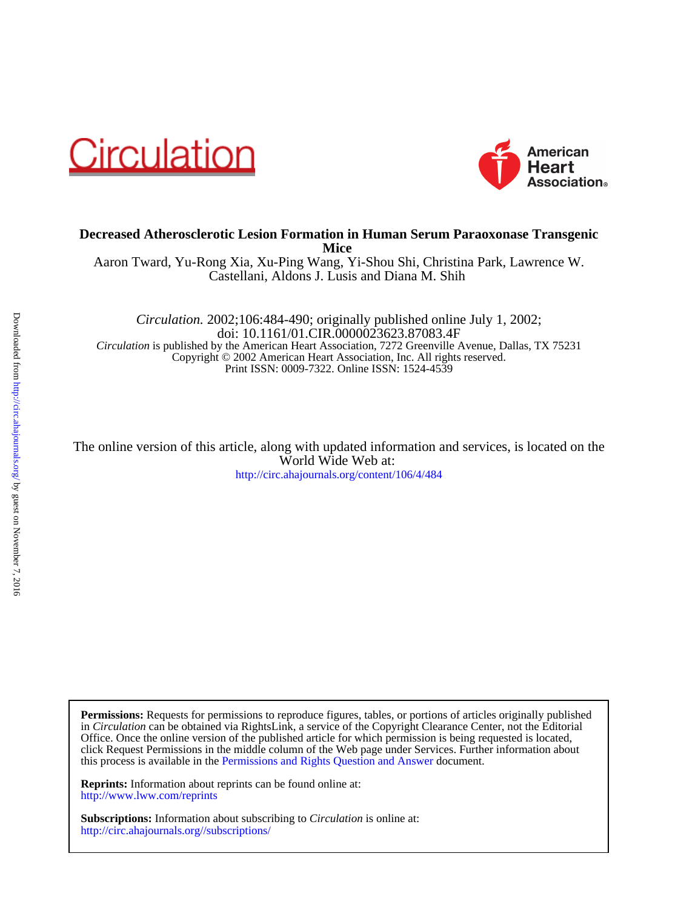**Decreased Atherosclerotic Lesion Formation in Human Serum Paraoxonase Transgenic Mice**

Aaron Tward, Yu-Rong Xia, Xu-Ping Wang, Yi-Shou Shi, Christina Park, Lawrence W. Castellani, Aldons J. Lusis and Diana M. Shih

*Circulation.* 2002;106:484-490; originally published online July 1, 2002;
doi: 10.1161/01.CIR.0000023623.87083.4F

*Circulation* is published by the American Heart Association, 7272 Greenville Avenue, Dallas, TX 75231
Copyright © 2002 American Heart Association, Inc. All rights reserved.
Print ISSN: 0009-7322. Online ISSN: 1524-4539

The online version of this article, along with updated information and services, is located on the World Wide Web at:
http://circ.ahajournals.org/content/106/4/484

**Permissions:** Requests for permissions to reproduce figures, tables, or portions of articles originally published in *Circulation* can be obtained via RightsLink, a service of the Copyright Clearance Center, not the Editorial Office. Once the online version of the published article for which permission is being requested is located, click Request Permissions in the middle column of the Web page under Services. Further information about this process is available in the Permissions and Rights Question and Answer document.

**Reprints:** Information about reprints can be found online at:
http://www.lww.com/reprints

**Subscriptions:** Information about subscribing to *Circulation* is online at:
http://circ.ahajournals.org//subscriptions/